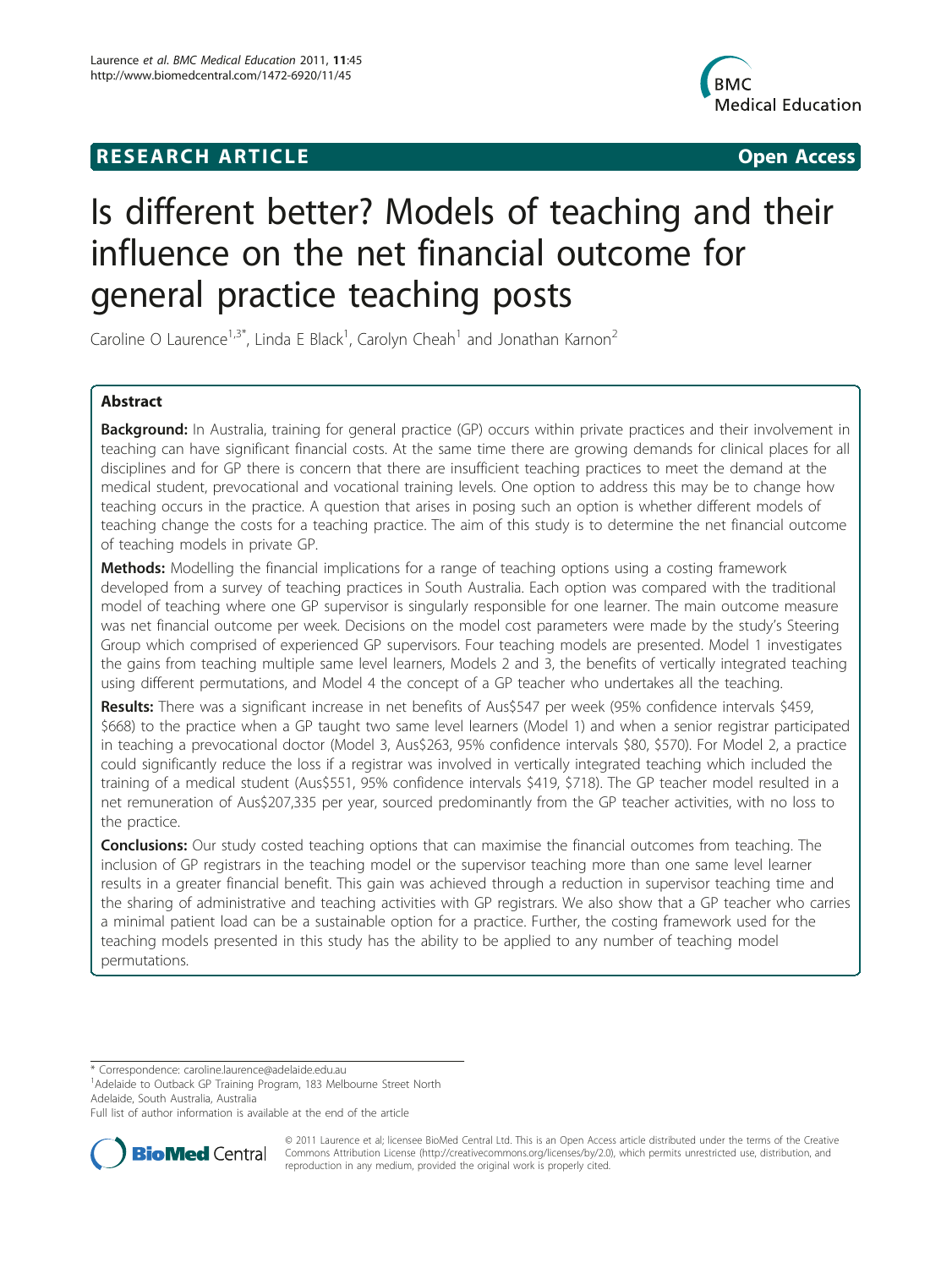RESEARCH ARTICLE **Open Access**

# Is different better? Models of teaching and their influence on the net financial outcome for general practice teaching posts

Caroline O Laurence[1,3*], Linda E Black[1], Carolyn Cheah[1] and Jonathan Karnon[2]

## Abstract

**Background:** In Australia, training for general practice (GP) occurs within private practices and their involvement in teaching can have significant financial costs. At the same time there are growing demands for clinical places for all disciplines and for GP there is concern that there are insufficient teaching practices to meet the demand at the medical student, prevocational and vocational training levels. One option to address this may be to change how teaching occurs in the practice. A question that arises in posing such an option is whether different models of teaching change the costs for a teaching practice. The aim of this study is to determine the net financial outcome of teaching models in private GP.

**Methods:** Modelling the financial implications for a range of teaching options using a costing framework developed from a survey of teaching practices in South Australia. Each option was compared with the traditional model of teaching where one GP supervisor is singularly responsible for one learner. The main outcome measure was net financial outcome per week. Decisions on the model cost parameters were made by the study's Steering Group which comprised of experienced GP supervisors. Four teaching models are presented. Model 1 investigates the gains from teaching multiple same level learners, Models 2 and 3, the benefits of vertically integrated teaching using different permutations, and Model 4 the concept of a GP teacher who undertakes all the teaching.

**Results:** There was a significant increase in net benefits of Aus$547 per week (95% confidence intervals $459, $668) to the practice when a GP taught two same level learners (Model 1) and when a senior registrar participated in teaching a prevocational doctor (Model 3, Aus$263, 95% confidence intervals $80, $570). For Model 2, a practice could significantly reduce the loss if a registrar was involved in vertically integrated teaching which included the training of a medical student (Aus$551, 95% confidence intervals $419, $718). The GP teacher model resulted in a net remuneration of Aus$207,335 per year, sourced predominantly from the GP teacher activities, with no loss to the practice.

**Conclusions:** Our study costed teaching options that can maximise the financial outcomes from teaching. The inclusion of GP registrars in the teaching model or the supervisor teaching more than one same level learner results in a greater financial benefit. This gain was achieved through a reduction in supervisor teaching time and the sharing of administrative and teaching activities with GP registrars. We also show that a GP teacher who carries a minimal patient load can be a sustainable option for a practice. Further, the costing framework used for the teaching models presented in this study has the ability to be applied to any number of teaching model permutations.

\* Correspondence: caroline.laurence@adelaide.edu.au
[1]Adelaide to Outback GP Training Program, 183 Melbourne Street North Adelaide, South Australia, Australia
Full list of author information is available at the end of the article

© 2011 Laurence et al; licensee BioMed Central Ltd. This is an Open Access article distributed under the terms of the Creative Commons Attribution License (http://creativecommons.org/licenses/by/2.0), which permits unrestricted use, distribution, and reproduction in any medium, provided the original work is properly cited.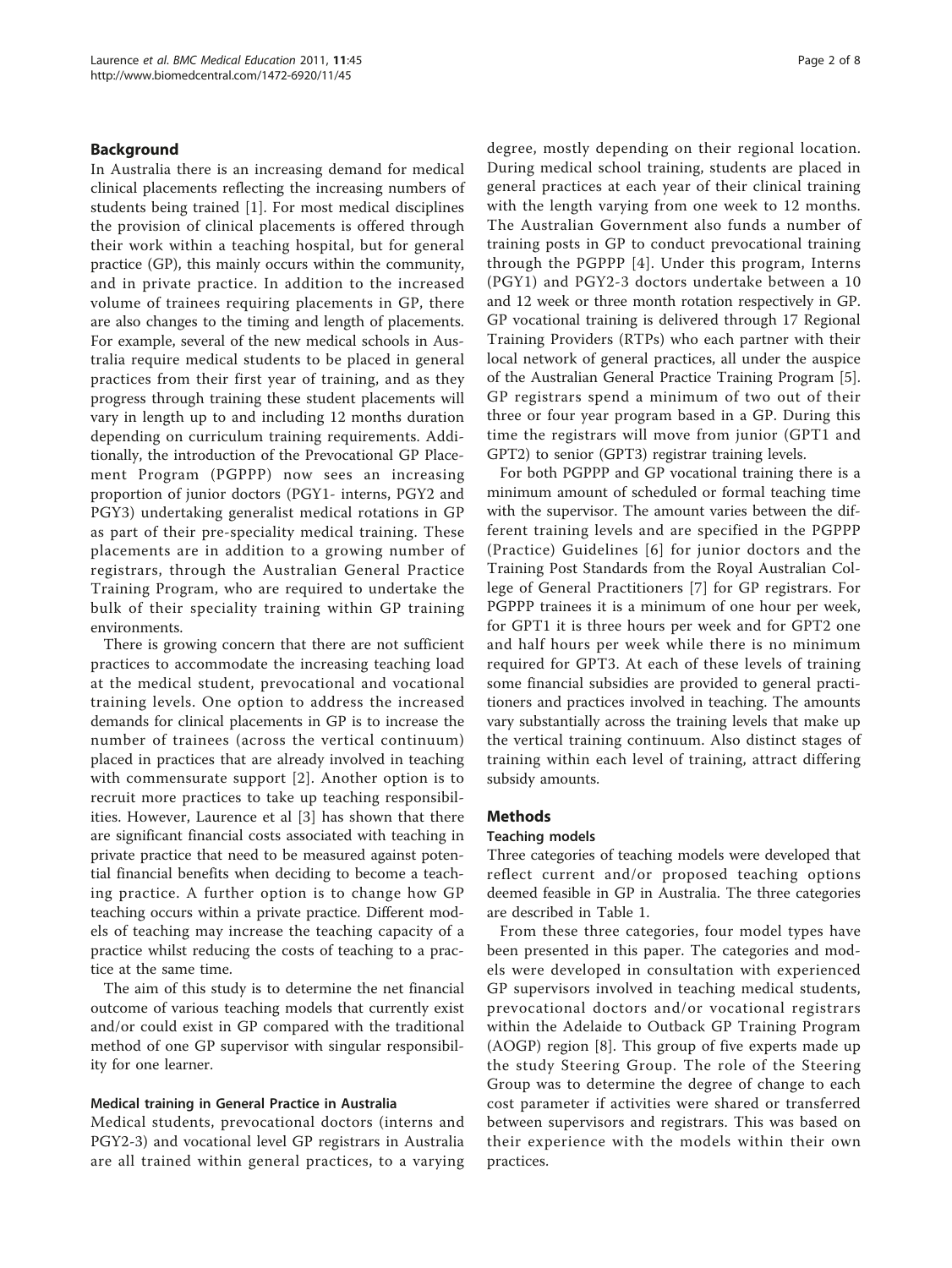## Background

In Australia there is an increasing demand for medical clinical placements reflecting the increasing numbers of students being trained [1]. For most medical disciplines the provision of clinical placements is offered through their work within a teaching hospital, but for general practice (GP), this mainly occurs within the community, and in private practice. In addition to the increased volume of trainees requiring placements in GP, there are also changes to the timing and length of placements. For example, several of the new medical schools in Australia require medical students to be placed in general practices from their first year of training, and as they progress through training these student placements will vary in length up to and including 12 months duration depending on curriculum training requirements. Additionally, the introduction of the Prevocational GP Placement Program (PGPPP) now sees an increasing proportion of junior doctors (PGY1- interns, PGY2 and PGY3) undertaking generalist medical rotations in GP as part of their pre-speciality medical training. These placements are in addition to a growing number of registrars, through the Australian General Practice Training Program, who are required to undertake the bulk of their speciality training within GP training environments.

There is growing concern that there are not sufficient practices to accommodate the increasing teaching load at the medical student, prevocational and vocational training levels. One option to address the increased demands for clinical placements in GP is to increase the number of trainees (across the vertical continuum) placed in practices that are already involved in teaching with commensurate support [2]. Another option is to recruit more practices to take up teaching responsibilities. However, Laurence et al [3] has shown that there are significant financial costs associated with teaching in private practice that need to be measured against potential financial benefits when deciding to become a teaching practice. A further option is to change how GP teaching occurs within a private practice. Different models of teaching may increase the teaching capacity of a practice whilst reducing the costs of teaching to a practice at the same time.

The aim of this study is to determine the net financial outcome of various teaching models that currently exist and/or could exist in GP compared with the traditional method of one GP supervisor with singular responsibility for one learner.

### Medical training in General Practice in Australia

Medical students, prevocational doctors (interns and PGY2-3) and vocational level GP registrars in Australia are all trained within general practices, to a varying degree, mostly depending on their regional location. During medical school training, students are placed in general practices at each year of their clinical training with the length varying from one week to 12 months. The Australian Government also funds a number of training posts in GP to conduct prevocational training through the PGPPP [4]. Under this program, Interns (PGY1) and PGY2-3 doctors undertake between a 10 and 12 week or three month rotation respectively in GP. GP vocational training is delivered through 17 Regional Training Providers (RTPs) who each partner with their local network of general practices, all under the auspice of the Australian General Practice Training Program [5]. GP registrars spend a minimum of two out of their three or four year program based in a GP. During this time the registrars will move from junior (GPT1 and GPT2) to senior (GPT3) registrar training levels.

For both PGPPP and GP vocational training there is a minimum amount of scheduled or formal teaching time with the supervisor. The amount varies between the different training levels and are specified in the PGPPP (Practice) Guidelines [6] for junior doctors and the Training Post Standards from the Royal Australian College of General Practitioners [7] for GP registrars. For PGPPP trainees it is a minimum of one hour per week, for GPT1 it is three hours per week and for GPT2 one and half hours per week while there is no minimum required for GPT3. At each of these levels of training some financial subsidies are provided to general practitioners and practices involved in teaching. The amounts vary substantially across the training levels that make up the vertical training continuum. Also distinct stages of training within each level of training, attract differing subsidy amounts.

## Methods

### Teaching models

Three categories of teaching models were developed that reflect current and/or proposed teaching options deemed feasible in GP in Australia. The three categories are described in Table 1.

From these three categories, four model types have been presented in this paper. The categories and models were developed in consultation with experienced GP supervisors involved in teaching medical students, prevocational doctors and/or vocational registrars within the Adelaide to Outback GP Training Program (AOGP) region [8]. This group of five experts made up the study Steering Group. The role of the Steering Group was to determine the degree of change to each cost parameter if activities were shared or transferred between supervisors and registrars. This was based on their experience with the models within their own practices.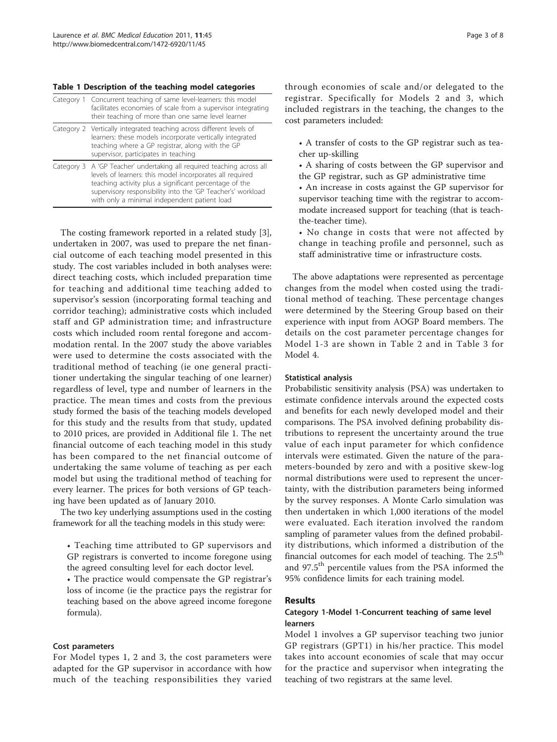**Table 1 Description of the teaching model categories**

| | |
|---|---|
| Category 1 | Concurrent teaching of same level-learners: this model facilitates economies of scale from a supervisor integrating their teaching of more than one same level learner |
| Category 2 | Vertically integrated teaching across different levels of learners: these models incorporate vertically integrated teaching where a GP registrar, along with the GP supervisor, participates in teaching |
| Category 3 | A 'GP Teacher' undertaking all required teaching across all levels of learners: this model incorporates all required teaching activity plus a significant percentage of the supervisory responsibility into the 'GP Teacher's' workload with only a minimal independent patient load |

The costing framework reported in a related study [3], undertaken in 2007, was used to prepare the net financial outcome of each teaching model presented in this study. The cost variables included in both analyses were: direct teaching costs, which included preparation time for teaching and additional time teaching added to supervisor's session (incorporating formal teaching and corridor teaching); administrative costs which included staff and GP administration time; and infrastructure costs which included room rental foregone and accommodation rental. In the 2007 study the above variables were used to determine the costs associated with the traditional method of teaching (ie one general practitioner undertaking the singular teaching of one learner) regardless of level, type and number of learners in the practice. The mean times and costs from the previous study formed the basis of the teaching models developed for this study and the results from that study, updated to 2010 prices, are provided in Additional file 1. The net financial outcome of each teaching model in this study has been compared to the net financial outcome of undertaking the same volume of teaching as per each model but using the traditional method of teaching for every learner. The prices for both versions of GP teaching have been updated as of January 2010.

The two key underlying assumptions used in the costing framework for all the teaching models in this study were:

- Teaching time attributed to GP supervisors and GP registrars is converted to income foregone using the agreed consulting level for each doctor level.
- The practice would compensate the GP registrar's loss of income (ie the practice pays the registrar for teaching based on the above agreed income foregone formula).

#### Cost parameters

For Model types 1, 2 and 3, the cost parameters were adapted for the GP supervisor in accordance with how much of the teaching responsibilities they varied through economies of scale and/or delegated to the registrar. Specifically for Models 2 and 3, which included registrars in the teaching, the changes to the cost parameters included:

- A transfer of costs to the GP registrar such as teacher up-skilling
- A sharing of costs between the GP supervisor and the GP registrar, such as GP administrative time
- An increase in costs against the GP supervisor for supervisor teaching time with the registrar to accommodate increased support for teaching (that is teach-the-teacher time).
- No change in costs that were not affected by change in teaching profile and personnel, such as staff administrative time or infrastructure costs.

The above adaptations were represented as percentage changes from the model when costed using the traditional method of teaching. These percentage changes were determined by the Steering Group based on their experience with input from AOGP Board members. The details on the cost parameter percentage changes for Model 1-3 are shown in Table 2 and in Table 3 for Model 4.

#### Statistical analysis

Probabilistic sensitivity analysis (PSA) was undertaken to estimate confidence intervals around the expected costs and benefits for each newly developed model and their comparisons. The PSA involved defining probability distributions to represent the uncertainty around the true value of each input parameter for which confidence intervals were estimated. Given the nature of the parameters-bounded by zero and with a positive skew-log normal distributions were used to represent the uncertainty, with the distribution parameters being informed by the survey responses. A Monte Carlo simulation was then undertaken in which 1,000 iterations of the model were evaluated. Each iteration involved the random sampling of parameter values from the defined probability distributions, which informed a distribution of the financial outcomes for each model of teaching. The 2.5$^{th}$ and 97.5$^{th}$ percentile values from the PSA informed the 95% confidence limits for each training model.

## Results

### Category 1-Model 1-Concurrent teaching of same level learners

Model 1 involves a GP supervisor teaching two junior GP registrars (GPT1) in his/her practice. This model takes into account economies of scale that may occur for the practice and supervisor when integrating the teaching of two registrars at the same level.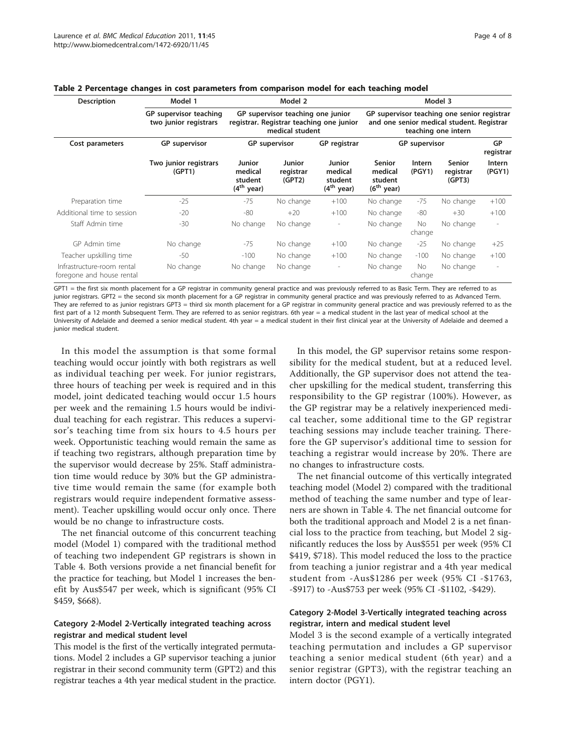**Table 2 Percentage changes in cost parameters from comparison model for each teaching model**

| Description | Model 1 | Model 2 | | | Model 3 | | | |
|---|---|---|---|---|---|---|---|---|
| | GP supervisor teaching two junior registrars | GP supervisor teaching one junior registrar. Registrar teaching one junior medical student | | | GP supervisor teaching one senior registrar and one senior medical student. Registrar teaching one intern | | | |
| Cost parameters | GP supervisor | GP supervisor | | GP registrar | GP supervisor | | | GP registrar |
| | Two junior registrars (GPT1) | Junior medical student (4th year) | Junior registrar (GPT2) | Junior medical student (4th year) | Senior medical student (6th year) | Intern (PGY1) | Senior registrar (GPT3) | Intern (PGY1) |
| Preparation time | -25 | -75 | No change | +100 | No change | -75 | No change | +100 |
| Additional time to session | -20 | -80 | +20 | +100 | No change | -80 | +30 | +100 |
| Staff Admin time | -30 | No change | No change | - | No change | No change | No change | - |
| GP Admin time | No change | -75 | No change | +100 | No change | -25 | No change | +25 |
| Teacher upskilling time | -50 | -100 | No change | +100 | No change | -100 | No change | +100 |
| Infrastructure-room rental foregone and house rental | No change | No change | No change | - | No change | No change | No change | - |

GPT1 = the first six month placement for a GP registrar in community general practice and was previously referred to as Basic Term. They are referred to as junior registrars. GPT2 = the second six month placement for a GP registrar in community general practice and was previously referred to as Advanced Term. They are referred to as junior registrars GPT3 = third six month placement for a GP registrar in community general practice and was previously referred to as the first part of a 12 month Subsequent Term. They are referred to as senior registrars. 6th year = a medical student in the last year of medical school at the University of Adelaide and deemed a senior medical student. 4th year = a medical student in their first clinical year at the University of Adelaide and deemed a junior medical student.

In this model the assumption is that some formal teaching would occur jointly with both registrars as well as individual teaching per week. For junior registrars, three hours of teaching per week is required and in this model, joint dedicated teaching would occur 1.5 hours per week and the remaining 1.5 hours would be individual teaching for each registrar. This reduces a supervisor's teaching time from six hours to 4.5 hours per week. Opportunistic teaching would remain the same as if teaching two registrars, although preparation time by the supervisor would decrease by 25%. Staff administration time would reduce by 30% but the GP administrative time would remain the same (for example both registrars would require independent formative assessment). Teacher upskilling would occur only once. There would be no change to infrastructure costs.

The net financial outcome of this concurrent teaching model (Model 1) compared with the traditional method of teaching two independent GP registrars is shown in Table 4. Both versions provide a net financial benefit for the practice for teaching, but Model 1 increases the benefit by Aus$547 per week, which is significant (95% CI $459, $668).

### Category 2-Model 2-Vertically integrated teaching across registrar and medical student level

This model is the first of the vertically integrated permutations. Model 2 includes a GP supervisor teaching a junior registrar in their second community term (GPT2) and this registrar teaches a 4th year medical student in the practice.

In this model, the GP supervisor retains some responsibility for the medical student, but at a reduced level. Additionally, the GP supervisor does not attend the teacher upskilling for the medical student, transferring this responsibility to the GP registrar (100%). However, as the GP registrar may be a relatively inexperienced medical teacher, some additional time to the GP registrar teaching sessions may include teacher training. Therefore the GP supervisor's additional time to session for teaching a registrar would increase by 20%. There are no changes to infrastructure costs.

The net financial outcome of this vertically integrated teaching model (Model 2) compared with the traditional method of teaching the same number and type of learners are shown in Table 4. The net financial outcome for both the traditional approach and Model 2 is a net financial loss to the practice from teaching, but Model 2 significantly reduces the loss by Aus$551 per week (95% CI $419, $718). This model reduced the loss to the practice from teaching a junior registrar and a 4th year medical student from -Aus$1286 per week (95% CI -$1763, -$917) to -Aus$753 per week (95% CI -$1102, -$429).

### Category 2-Model 3-Vertically integrated teaching across registrar, intern and medical student level

Model 3 is the second example of a vertically integrated teaching permutation and includes a GP supervisor teaching a senior medical student (6th year) and a senior registrar (GPT3), with the registrar teaching an intern doctor (PGY1).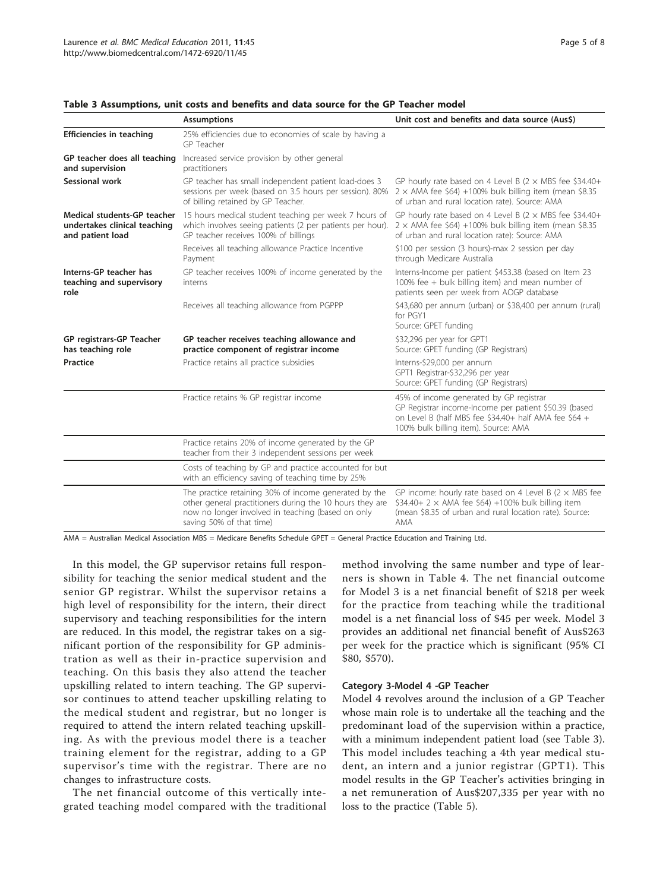**Table 3 Assumptions, unit costs and benefits and data source for the GP Teacher model**

| | Assumptions | Unit cost and benefits and data source (Aus$) |
|---|---|---|
| **Efficiencies in teaching** | 25% efficiencies due to economies of scale by having a GP Teacher | |
| **GP teacher does all teaching and supervision** | Increased service provision by other general practitioners | |
| **Sessional work** | GP teacher has small independent patient load-does 3 sessions per week (based on 3.5 hours per session). 80% of billing retained by GP Teacher. | GP hourly rate based on 4 Level B (2 × MBS fee $34.40+ 2 × AMA fee $64) +100% bulk billing item (mean $8.35 of urban and rural location rate). Source: AMA |
| **Medical students-GP teacher undertakes clinical teaching and patient load** | 15 hours medical student teaching per week 7 hours of which involves seeing patients (2 per patients per hour). GP teacher receives 100% of billings | GP hourly rate based on 4 Level B (2 × MBS fee $34.40+ 2 × AMA fee $64) +100% bulk billing item (mean $8.35 of urban and rural location rate): Source: AMA |
| | Receives all teaching allowance Practice Incentive Payment | $100 per session (3 hours)-max 2 session per day through Medicare Australia |
| **Interns-GP teacher has teaching and supervisory role** | GP teacher receives 100% of income generated by the interns | Interns-Income per patient $453.38 (based on Item 23 100% fee + bulk billing item) and mean number of patients seen per week from AOGP database |
| | Receives all teaching allowance from PGPPP | $43,680 per annum (urban) or $38,400 per annum (rural) for PGY1<br>Source: GPET funding |
| **GP registrars-GP Teacher has teaching role** | **GP teacher receives teaching allowance and practice component of registrar income** | $32,296 per year for GPT1<br>Source: GPET funding (GP Registrars) |
| **Practice** | Practice retains all practice subsidies | Interns-$29,000 per annum<br>GPT1 Registrar-$32,296 per year<br>Source: GPET funding (GP Registrars) |
| | Practice retains % GP registrar income | 45% of income generated by GP registrar<br>GP Registrar income-Income per patient $50.39 (based on Level B (half MBS fee $34.40+ half AMA fee $64 + 100% bulk billing item). Source: AMA |
| | Practice retains 20% of income generated by the GP teacher from their 3 independent sessions per week | |
| | Costs of teaching by GP and practice accounted for but with an efficiency saving of teaching time by 25% | |
| | The practice retaining 30% of income generated by the other general practitioners during the 10 hours they are now no longer involved in teaching (based on only saving 50% of that time) | GP income: hourly rate based on 4 Level B (2 × MBS fee $34.40+ 2 × AMA fee $64) +100% bulk billing item (mean $8.35 of urban and rural location rate). Source: AMA |

AMA = Australian Medical Association MBS = Medicare Benefits Schedule GPET = General Practice Education and Training Ltd.

In this model, the GP supervisor retains full responsibility for teaching the senior medical student and the senior GP registrar. Whilst the supervisor retains a high level of responsibility for the intern, their direct supervisory and teaching responsibilities for the intern are reduced. In this model, the registrar takes on a significant portion of the responsibility for GP administration as well as their in-practice supervision and teaching. On this basis they also attend the teacher upskilling related to intern teaching. The GP supervisor continues to attend teacher upskilling relating to the medical student and registrar, but no longer is required to attend the intern related teaching upskilling. As with the previous model there is a teacher training element for the registrar, adding to a GP supervisor's time with the registrar. There are no changes to infrastructure costs.

The net financial outcome of this vertically integrated teaching model compared with the traditional method involving the same number and type of learners is shown in Table 4. The net financial outcome for Model 3 is a net financial benefit of $218 per week for the practice from teaching while the traditional model is a net financial loss of $45 per week. Model 3 provides an additional net financial benefit of Aus$263 per week for the practice which is significant (95% CI $80, $570).

#### Category 3-Model 4 -GP Teacher

Model 4 revolves around the inclusion of a GP Teacher whose main role is to undertake all the teaching and the predominant load of the supervision within a practice, with a minimum independent patient load (see Table 3). This model includes teaching a 4th year medical student, an intern and a junior registrar (GPT1). This model results in the GP Teacher's activities bringing in a net remuneration of Aus$207,335 per year with no loss to the practice (Table 5).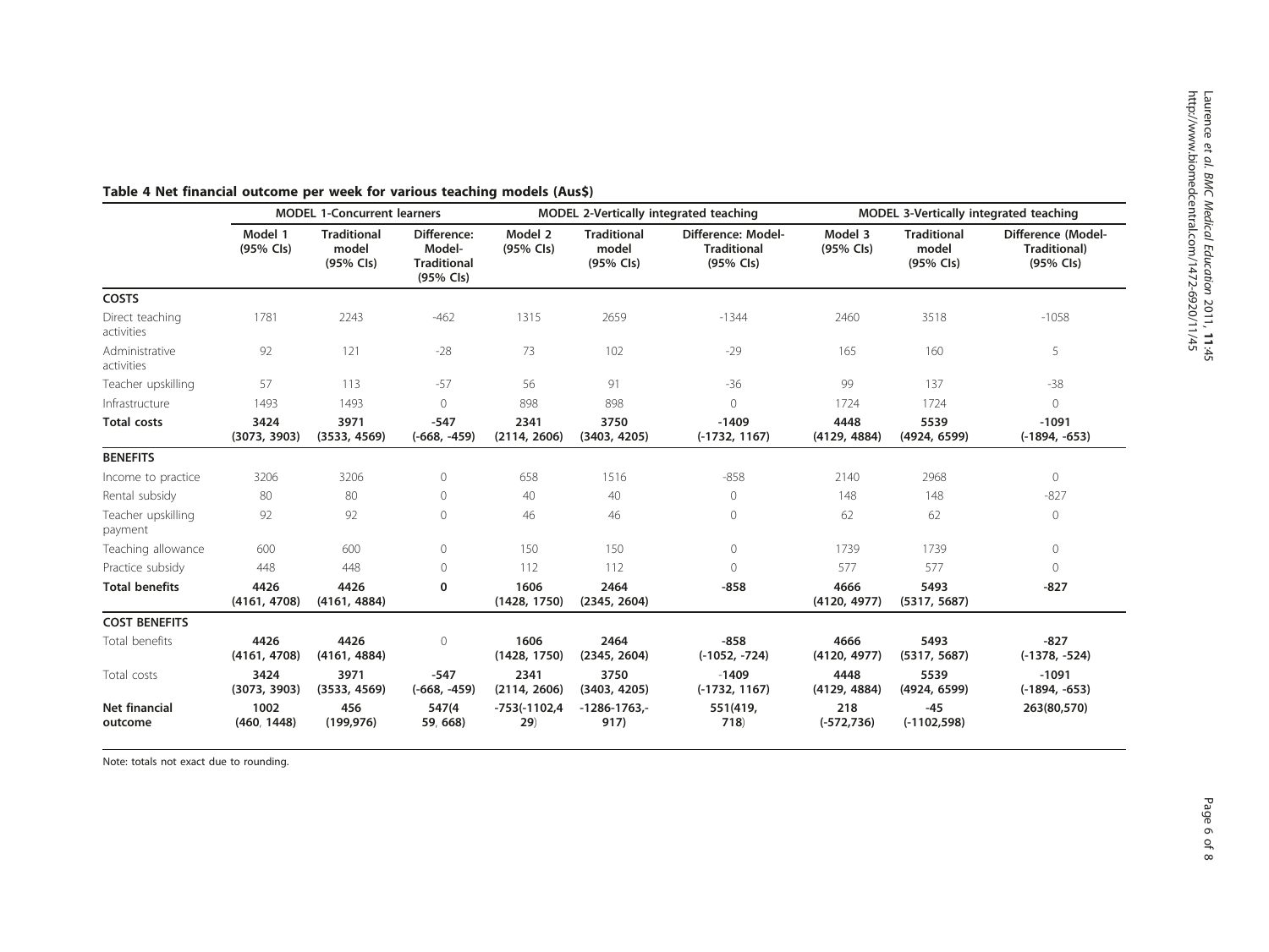**Table 4 Net financial outcome per week for various teaching models (Aus$)**

| | MODEL 1-Concurrent learners | | | MODEL 2-Vertically integrated teaching | | | MODEL 3-Vertically integrated teaching | | |
|---|---|---|---|---|---|---|---|---|---|
| | Model 1 (95% CIs) | Traditional model (95% CIs) | Difference: Model-Traditional (95% CIs) | Model 2 (95% CIs) | Traditional model (95% CIs) | Difference: Model-Traditional (95% CIs) | Model 3 (95% CIs) | Traditional model (95% CIs) | Difference (Model-Traditional) (95% CIs) |
| **COSTS** | | | | | | | | | |
| Direct teaching activities | 1781 | 2243 | -462 | 1315 | 2659 | -1344 | 2460 | 3518 | -1058 |
| Administrative activities | 92 | 121 | -28 | 73 | 102 | -29 | 165 | 160 | 5 |
| Teacher upskilling | 57 | 113 | -57 | 56 | 91 | -36 | 99 | 137 | -38 |
| Infrastructure | 1493 | 1493 | 0 | 898 | 898 | 0 | 1724 | 1724 | 0 |
| **Total costs** | **3424 (3073, 3903)** | **3971 (3533, 4569)** | **-547 (-668, -459)** | **2341 (2114, 2606)** | **3750 (3403, 4205)** | **-1409 (-1732, 1167)** | **4448 (4129, 4884)** | **5539 (4924, 6599)** | **-1091 (-1894, -653)** |
| **BENEFITS** | | | | | | | | | |
| Income to practice | 3206 | 3206 | 0 | 658 | 1516 | -858 | 2140 | 2968 | 0 |
| Rental subsidy | 80 | 80 | 0 | 40 | 40 | 0 | 148 | 148 | -827 |
| Teacher upskilling payment | 92 | 92 | 0 | 46 | 46 | 0 | 62 | 62 | 0 |
| Teaching allowance | 600 | 600 | 0 | 150 | 150 | 0 | 1739 | 1739 | 0 |
| Practice subsidy | 448 | 448 | 0 | 112 | 112 | 0 | 577 | 577 | 0 |
| **Total benefits** | **4426 (4161, 4708)** | **4426 (4161, 4884)** | **0** | **1606 (1428, 1750)** | **2464 (2345, 2604)** | **-858** | **4666 (4120, 4977)** | **5493 (5317, 5687)** | **-827** |
| **COST BENEFITS** | | | | | | | | | |
| Total benefits | **4426 (4161, 4708)** | **4426 (4161, 4884)** | 0 | **1606 (1428, 1750)** | **2464 (2345, 2604)** | **-858 (-1052, -724)** | **4666 (4120, 4977)** | **5493 (5317, 5687)** | **-827 (-1378, -524)** |
| Total costs | **3424 (3073, 3903)** | **3971 (3533, 4569)** | **-547 (-668, -459)** | **2341 (2114, 2606)** | **3750 (3403, 4205)** | -1409 **(-1732, 1167)** | **4448 (4129, 4884)** | **5539 (4924, 6599)** | **-1091 (-1894, -653)** |
| **Net financial outcome** | **1002 (460, 1448)** | **456 (199,976)** | **547(459, 668)** | **-753(-1102,429)** | **-1286-1763,-917)** | **551(419, 718)** | **218 (-572,736)** | **-45 (-1102,598)** | **263(80,570)** |

Note: totals not exact due to rounding.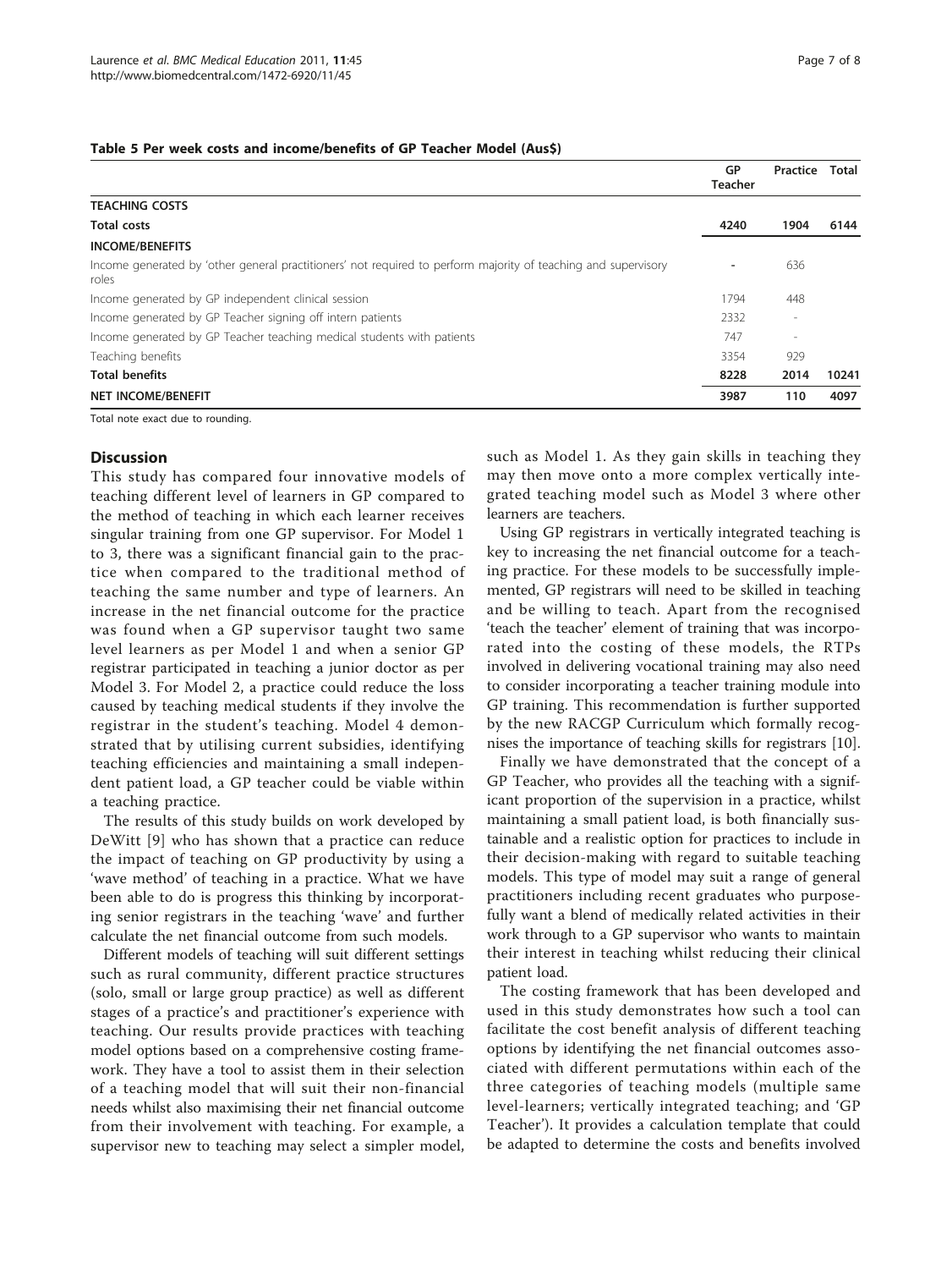**Table 5 Per week costs and income/benefits of GP Teacher Model (Aus$)**

| | GP Teacher | Practice | Total |
|---|---|---|---|
| **TEACHING COSTS** | | | |
| **Total costs** | **4240** | **1904** | **6144** |
| **INCOME/BENEFITS** | | | |
| Income generated by 'other general practitioners' not required to perform majority of teaching and supervisory roles | - | 636 | |
| Income generated by GP independent clinical session | 1794 | 448 | |
| Income generated by GP Teacher signing off intern patients | 2332 | - | |
| Income generated by GP Teacher teaching medical students with patients | 747 | - | |
| Teaching benefits | 3354 | 929 | |
| **Total benefits** | **8228** | **2014** | **10241** |
| **NET INCOME/BENEFIT** | **3987** | **110** | **4097** |

Total note exact due to rounding.

## Discussion

This study has compared four innovative models of teaching different level of learners in GP compared to the method of teaching in which each learner receives singular training from one GP supervisor. For Model 1 to 3, there was a significant financial gain to the practice when compared to the traditional method of teaching the same number and type of learners. An increase in the net financial outcome for the practice was found when a GP supervisor taught two same level learners as per Model 1 and when a senior GP registrar participated in teaching a junior doctor as per Model 3. For Model 2, a practice could reduce the loss caused by teaching medical students if they involve the registrar in the student's teaching. Model 4 demonstrated that by utilising current subsidies, identifying teaching efficiencies and maintaining a small independent patient load, a GP teacher could be viable within a teaching practice.

The results of this study builds on work developed by DeWitt [9] who has shown that a practice can reduce the impact of teaching on GP productivity by using a 'wave method' of teaching in a practice. What we have been able to do is progress this thinking by incorporating senior registrars in the teaching 'wave' and further calculate the net financial outcome from such models.

Different models of teaching will suit different settings such as rural community, different practice structures (solo, small or large group practice) as well as different stages of a practice's and practitioner's experience with teaching. Our results provide practices with teaching model options based on a comprehensive costing framework. They have a tool to assist them in their selection of a teaching model that will suit their non-financial needs whilst also maximising their net financial outcome from their involvement with teaching. For example, a supervisor new to teaching may select a simpler model, such as Model 1. As they gain skills in teaching they may then move onto a more complex vertically integrated teaching model such as Model 3 where other learners are teachers.

Using GP registrars in vertically integrated teaching is key to increasing the net financial outcome for a teaching practice. For these models to be successfully implemented, GP registrars will need to be skilled in teaching and be willing to teach. Apart from the recognised 'teach the teacher' element of training that was incorporated into the costing of these models, the RTPs involved in delivering vocational training may also need to consider incorporating a teacher training module into GP training. This recommendation is further supported by the new RACGP Curriculum which formally recognises the importance of teaching skills for registrars [10].

Finally we have demonstrated that the concept of a GP Teacher, who provides all the teaching with a significant proportion of the supervision in a practice, whilst maintaining a small patient load, is both financially sustainable and a realistic option for practices to include in their decision-making with regard to suitable teaching models. This type of model may suit a range of general practitioners including recent graduates who purposefully want a blend of medically related activities in their work through to a GP supervisor who wants to maintain their interest in teaching whilst reducing their clinical patient load.

The costing framework that has been developed and used in this study demonstrates how such a tool can facilitate the cost benefit analysis of different teaching options by identifying the net financial outcomes associated with different permutations within each of the three categories of teaching models (multiple same level-learners; vertically integrated teaching; and 'GP Teacher'). It provides a calculation template that could be adapted to determine the costs and benefits involved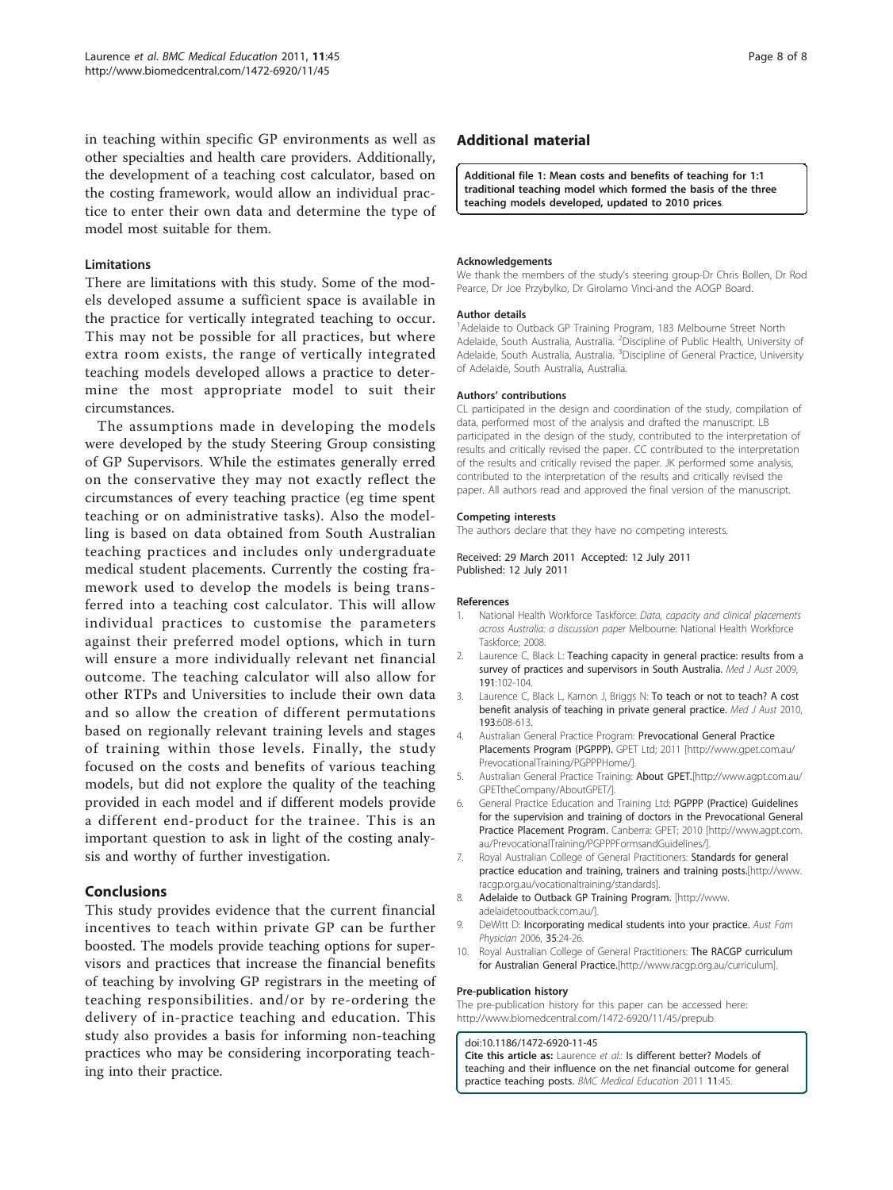in teaching within specific GP environments as well as other specialties and health care providers. Additionally, the development of a teaching cost calculator, based on the costing framework, would allow an individual practice to enter their own data and determine the type of model most suitable for them.

### Limitations

There are limitations with this study. Some of the models developed assume a sufficient space is available in the practice for vertically integrated teaching to occur. This may not be possible for all practices, but where extra room exists, the range of vertically integrated teaching models developed allows a practice to determine the most appropriate model to suit their circumstances.

The assumptions made in developing the models were developed by the study Steering Group consisting of GP Supervisors. While the estimates generally erred on the conservative they may not exactly reflect the circumstances of every teaching practice (eg time spent teaching or on administrative tasks). Also the modelling is based on data obtained from South Australian teaching practices and includes only undergraduate medical student placements. Currently the costing framework used to develop the models is being transferred into a teaching cost calculator. This will allow individual practices to customise the parameters against their preferred model options, which in turn will ensure a more individually relevant net financial outcome. The teaching calculator will also allow for other RTPs and Universities to include their own data and so allow the creation of different permutations based on regionally relevant training levels and stages of training within those levels. Finally, the study focused on the costs and benefits of various teaching models, but did not explore the quality of the teaching provided in each model and if different models provide a different end-product for the trainee. This is an important question to ask in light of the costing analysis and worthy of further investigation.

## Conclusions

This study provides evidence that the current financial incentives to teach within private GP can be further boosted. The models provide teaching options for supervisors and practices that increase the financial benefits of teaching by involving GP registrars in the meeting of teaching responsibilities. and/or by re-ordering the delivery of in-practice teaching and education. This study also provides a basis for informing non-teaching practices who may be considering incorporating teaching into their practice.

## Additional material

**Additional file 1: Mean costs and benefits of teaching for 1:1 traditional teaching model which formed the basis of the three teaching models developed, updated to 2010 prices**.

#### Acknowledgements

We thank the members of the study's steering group-Dr Chris Bollen, Dr Rod Pearce, Dr Joe Przybylko, Dr Girolamo Vinci-and the AOGP Board.

#### Author details

[1]Adelaide to Outback GP Training Program, 183 Melbourne Street North Adelaide, South Australia, Australia. [2]Discipline of Public Health, University of Adelaide, South Australia, Australia. [3]Discipline of General Practice, University of Adelaide, South Australia, Australia.

#### Authors' contributions

CL participated in the design and coordination of the study, compilation of data, performed most of the analysis and drafted the manuscript. LB participated in the design of the study, contributed to the interpretation of results and critically revised the paper. CC contributed to the interpretation of the results and critically revised the paper. JK performed some analysis, contributed to the interpretation of the results and critically revised the paper. All authors read and approved the final version of the manuscript.

#### Competing interests

The authors declare that they have no competing interests.

Received: 29 March 2011 Accepted: 12 July 2011
Published: 12 July 2011

#### References

1. National Health Workforce Taskforce: *Data, capacity and clinical placements across Australia: a discussion paper* Melbourne: National Health Workforce Taskforce; 2008.
2. Laurence C, Black L: **Teaching capacity in general practice: results from a survey of practices and supervisors in South Australia.** *Med J Aust* 2009, **191**:102-104.
3. Laurence C, Black L, Karnon J, Briggs N: **To teach or not to teach? A cost benefit analysis of teaching in private general practice.** *Med J Aust* 2010, **193**:608-613.
4. Australian General Practice Program: **Prevocational General Practice Placements Program (PGPPP).** GPET Ltd; 2011 [http://www.gpet.com.au/PrevocationalTraining/PGPPPHome/].
5. Australian General Practice Training: **About GPET.**[http://www.agpt.com.au/GPETtheCompany/AboutGPET/].
6. General Practice Education and Training Ltd: **PGPPP (Practice) Guidelines for the supervision and training of doctors in the Prevocational General Practice Placement Program.** Canberra: GPET; 2010 [http://www.agpt.com.au/PrevocationalTraining/PGPPPFormsandGuidelines/].
7. Royal Australian College of General Practitioners: **Standards for general practice education and training, trainers and training posts.**[http://www.racgp.org.au/vocationaltraining/standards].
8. **Adelaide to Outback GP Training Program.** [http://www.adelaidetooutback.com.au/].
9. DeWitt D: **Incorporating medical students into your practice.** *Aust Fam Physician* 2006, **35**:24-26.
10. Royal Australian College of General Practitioners: **The RACGP curriculum for Australian General Practice.**[http://www.racgp.org.au/curriculum].

#### Pre-publication history

The pre-publication history for this paper can be accessed here:
http://www.biomedcentral.com/1472-6920/11/45/prepub

doi:10.1186/1472-6920-11-45
**Cite this article as:** Laurence *et al.*: Is different better? Models of teaching and their influence on the net financial outcome for general practice teaching posts. *BMC Medical Education* 2011 **11**:45.